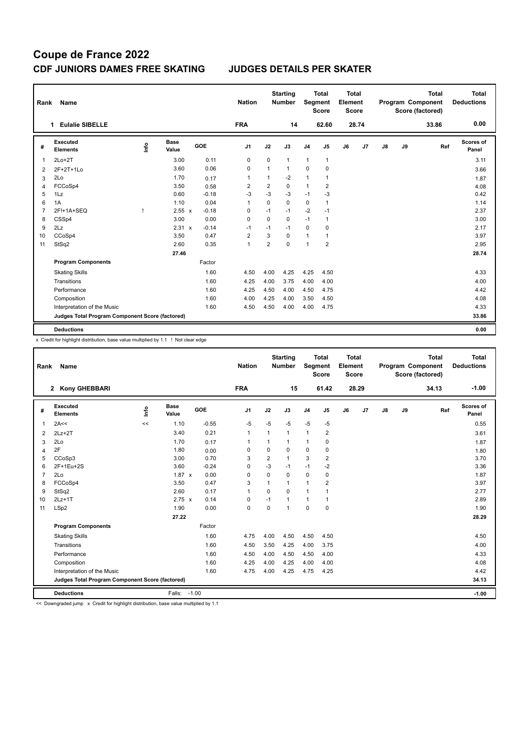# Coupe de France 2022

## CDF JUNIORS DAMES FREE SKATING — JUDGES DETAILS PER SKATER

| Rank | Name | Nation | Starting Number | Total Segment Score | Total Element Score | Total Program Component Score (factored) | Total Deductions |
|---|---|---|---|---|---|---|---|
| 1 | Eulalie SIBELLE | FRA | 14 | 62.60 | 28.74 | 33.86 | 0.00 |

| # | Executed Elements | Info | Base Value | | GOE | J1 | J2 | J3 | J4 | J5 | J6 | J7 | J8 | J9 | Ref | Scores of Panel |
|---|---|---|---|---|---|---|---|---|---|---|---|---|---|---|---|---|
| 1 | 2Lo+2T | | 3.00 | | 0.11 | 0 | 0 | 1 | 1 | 1 | | | | | | 3.11 |
| 2 | 2F+2T+1Lo | | 3.60 | | 0.06 | 0 | 1 | 1 | 0 | 0 | | | | | | 3.66 |
| 3 | 2Lo | | 1.70 | | 0.17 | 1 | 1 | -2 | 1 | 1 | | | | | | 1.87 |
| 4 | FCCoSp4 | | 3.50 | | 0.58 | 2 | 2 | 0 | 1 | 2 | | | | | | 4.08 |
| 5 | 1Lz | | 0.60 | | -0.18 | -3 | -3 | -3 | -1 | -3 | | | | | | 0.42 |
| 6 | 1A | | 1.10 | | 0.04 | 1 | 0 | 0 | 0 | 1 | | | | | | 1.14 |
| 7 | 2F!+1A+SEQ | ! | 2.55 | x | -0.18 | 0 | -1 | -1 | -2 | -1 | | | | | | 2.37 |
| 8 | CSSp4 | | 3.00 | | 0.00 | 0 | 0 | 0 | -1 | 1 | | | | | | 3.00 |
| 9 | 2Lz | | 2.31 | x | -0.14 | -1 | -1 | -1 | 0 | 0 | | | | | | 2.17 |
| 10 | CCoSp4 | | 3.50 | | 0.47 | 2 | 3 | 0 | 1 | 1 | | | | | | 3.97 |
| 11 | StSq2 | | 2.60 | | 0.35 | 1 | 2 | 0 | 1 | 2 | | | | | | 2.95 |
| | | | 27.46 | | | | | | | | | | | | | 28.74 |
| | **Program Components** | | | | Factor | | | | | | | | | | | |
| | Skating Skills | | | | 1.60 | 4.50 | 4.00 | 4.25 | 4.25 | 4.50 | | | | | | 4.33 |
| | Transitions | | | | 1.60 | 4.25 | 4.00 | 3.75 | 4.00 | 4.00 | | | | | | 4.00 |
| | Performance | | | | 1.60 | 4.25 | 4.50 | 4.00 | 4.50 | 4.75 | | | | | | 4.42 |
| | Composition | | | | 1.60 | 4.00 | 4.25 | 4.00 | 3.50 | 4.50 | | | | | | 4.08 |
| | Interpretation of the Music | | | | 1.60 | 4.50 | 4.50 | 4.00 | 4.00 | 4.75 | | | | | | 4.33 |
| | **Judges Total Program Component Score (factored)** | | | | | | | | | | | | | | | 33.86 |
| | **Deductions** | | | | | | | | | | | | | | | 0.00 |

x Credit for highlight distribution, base value multiplied by 1.1 ! Not clear edge

| Rank | Name | Nation | Starting Number | Total Segment Score | Total Element Score | Total Program Component Score (factored) | Total Deductions |
|---|---|---|---|---|---|---|---|
| 2 | Kony GHEBBARI | FRA | 15 | 61.42 | 28.29 | 34.13 | -1.00 |

| # | Executed Elements | Info | Base Value | | GOE | J1 | J2 | J3 | J4 | J5 | J6 | J7 | J8 | J9 | Ref | Scores of Panel |
|---|---|---|---|---|---|---|---|---|---|---|---|---|---|---|---|---|
| 1 | 2A<< | << | 1.10 | | -0.55 | -5 | -5 | -5 | -5 | -5 | | | | | | 0.55 |
| 2 | 2Lz+2T | | 3.40 | | 0.21 | 1 | 1 | 1 | 1 | 2 | | | | | | 3.61 |
| 3 | 2Lo | | 1.70 | | 0.17 | 1 | 1 | 1 | 1 | 0 | | | | | | 1.87 |
| 4 | 2F | | 1.80 | | 0.00 | 0 | 0 | 0 | 0 | 0 | | | | | | 1.80 |
| 5 | CCoSp3 | | 3.00 | | 0.70 | 3 | 2 | 1 | 3 | 2 | | | | | | 3.70 |
| 6 | 2F+1Eu+2S | | 3.60 | | -0.24 | 0 | -3 | -1 | -1 | -2 | | | | | | 3.36 |
| 7 | 2Lo | | 1.87 | x | 0.00 | 0 | 0 | 0 | 0 | 0 | | | | | | 1.87 |
| 8 | FCCoSp4 | | 3.50 | | 0.47 | 3 | 1 | 1 | 1 | 2 | | | | | | 3.97 |
| 9 | StSq2 | | 2.60 | | 0.17 | 1 | 0 | 0 | 1 | 1 | | | | | | 2.77 |
| 10 | 2Lz+1T | | 2.75 | x | 0.14 | 0 | -1 | 1 | 1 | 1 | | | | | | 2.89 |
| 11 | LSp2 | | 1.90 | | 0.00 | 0 | 0 | 1 | 0 | 0 | | | | | | 1.90 |
| | | | 27.22 | | | | | | | | | | | | | 28.29 |
| | **Program Components** | | | | Factor | | | | | | | | | | | |
| | Skating Skills | | | | 1.60 | 4.75 | 4.00 | 4.50 | 4.50 | 4.50 | | | | | | 4.50 |
| | Transitions | | | | 1.60 | 4.50 | 3.50 | 4.25 | 4.00 | 3.75 | | | | | | 4.00 |
| | Performance | | | | 1.60 | 4.50 | 4.00 | 4.50 | 4.50 | 4.00 | | | | | | 4.33 |
| | Composition | | | | 1.60 | 4.25 | 4.00 | 4.25 | 4.00 | 4.00 | | | | | | 4.08 |
| | Interpretation of the Music | | | | 1.60 | 4.75 | 4.00 | 4.25 | 4.75 | 4.25 | | | | | | 4.42 |
| | **Judges Total Program Component Score (factored)** | | | | | | | | | | | | | | | 34.13 |
| | **Deductions** | | Falls: -1.00 | | | | | | | | | | | | | -1.00 |

<< Downgraded jump x Credit for highlight distribution, base value multiplied by 1.1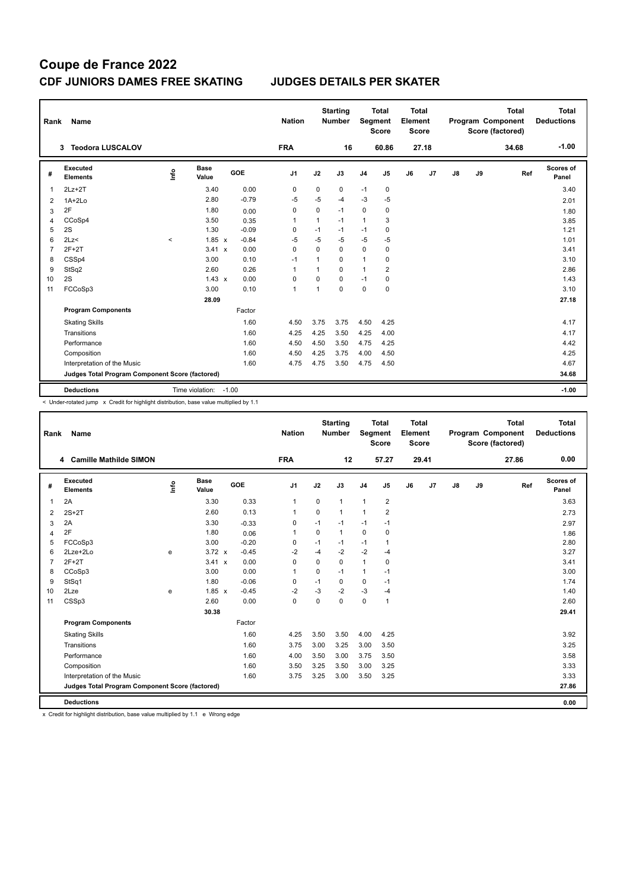# Coupe de France 2022

## CDF JUNIORS DAMES FREE SKATING JUDGES DETAILS PER SKATER

| Rank | Name | Nation | Starting Number | Total Segment Score | Total Element Score | Total Program Component Score (factored) | Total Deductions |
|---|---|---|---|---|---|---|---|
| 3 | Teodora LUSCALOV | FRA | 16 | 60.86 | 27.18 | 34.68 | -1.00 |

| # | Executed Elements | Info | Base Value | | GOE | J1 | J2 | J3 | J4 | J5 | J6 | J7 | J8 | J9 | Ref | Scores of Panel |
|---|---|---|---|---|---|---|---|---|---|---|---|---|---|---|---|---|
| 1 | 2Lz+2T | | 3.40 | | 0.00 | 0 | 0 | 0 | -1 | 0 | | | | | | 3.40 |
| 2 | 1A+2Lo | | 2.80 | | -0.79 | -5 | -5 | -4 | -3 | -5 | | | | | | 2.01 |
| 3 | 2F | | 1.80 | | 0.00 | 0 | 0 | -1 | 0 | 0 | | | | | | 1.80 |
| 4 | CCoSp4 | | 3.50 | | 0.35 | 1 | 1 | -1 | 1 | 3 | | | | | | 3.85 |
| 5 | 2S | | 1.30 | | -0.09 | 0 | -1 | -1 | -1 | 0 | | | | | | 1.21 |
| 6 | 2Lz< | < | 1.85 | x | -0.84 | -5 | -5 | -5 | -5 | -5 | | | | | | 1.01 |
| 7 | 2F+2T | | 3.41 | x | 0.00 | 0 | 0 | 0 | 0 | 0 | | | | | | 3.41 |
| 8 | CSSp4 | | 3.00 | | 0.10 | -1 | 1 | 0 | 1 | 0 | | | | | | 3.10 |
| 9 | StSq2 | | 2.60 | | 0.26 | 1 | 1 | 0 | 1 | 2 | | | | | | 2.86 |
| 10 | 2S | | 1.43 | x | 0.00 | 0 | 0 | 0 | -1 | 0 | | | | | | 1.43 |
| 11 | FCCoSp3 | | 3.00 | | 0.10 | 1 | 1 | 0 | 0 | 0 | | | | | | 3.10 |
| | | | 28.09 | | | | | | | | | | | | | 27.18 |
| | **Program Components** | | | | Factor | | | | | | | | | | | |
| | Skating Skills | | | | 1.60 | 4.50 | 3.75 | 3.75 | 4.50 | 4.25 | | | | | | 4.17 |
| | Transitions | | | | 1.60 | 4.25 | 4.25 | 3.50 | 4.25 | 4.00 | | | | | | 4.17 |
| | Performance | | | | 1.60 | 4.50 | 4.50 | 3.50 | 4.75 | 4.25 | | | | | | 4.42 |
| | Composition | | | | 1.60 | 4.50 | 4.25 | 3.75 | 4.00 | 4.50 | | | | | | 4.25 |
| | Interpretation of the Music | | | | 1.60 | 4.75 | 4.75 | 3.50 | 4.75 | 4.50 | | | | | | 4.67 |
| | **Judges Total Program Component Score (factored)** | | | | | | | | | | | | | | | 34.68 |
| | **Deductions** | | Time violation: | | -1.00 | | | | | | | | | | | -1.00 |

< Under-rotated jump x Credit for highlight distribution, base value multiplied by 1.1

| Rank | Name | Nation | Starting Number | Total Segment Score | Total Element Score | Total Program Component Score (factored) | Total Deductions |
|---|---|---|---|---|---|---|---|
| 4 | Camille Mathilde SIMON | FRA | 12 | 57.27 | 29.41 | 27.86 | 0.00 |

| # | Executed Elements | Info | Base Value | | GOE | J1 | J2 | J3 | J4 | J5 | J6 | J7 | J8 | J9 | Ref | Scores of Panel |
|---|---|---|---|---|---|---|---|---|---|---|---|---|---|---|---|---|
| 1 | 2A | | 3.30 | | 0.33 | 1 | 0 | 1 | 1 | 2 | | | | | | 3.63 |
| 2 | 2S+2T | | 2.60 | | 0.13 | 1 | 0 | 1 | 1 | 2 | | | | | | 2.73 |
| 3 | 2A | | 3.30 | | -0.33 | 0 | -1 | -1 | -1 | -1 | | | | | | 2.97 |
| 4 | 2F | | 1.80 | | 0.06 | 1 | 0 | 1 | 0 | 0 | | | | | | 1.86 |
| 5 | FCCoSp3 | | 3.00 | | -0.20 | 0 | -1 | -1 | -1 | 1 | | | | | | 2.80 |
| 6 | 2Lze+2Lo | e | 3.72 | x | -0.45 | -2 | -4 | -2 | -2 | -4 | | | | | | 3.27 |
| 7 | 2F+2T | | 3.41 | x | 0.00 | 0 | 0 | 0 | 1 | 0 | | | | | | 3.41 |
| 8 | CCoSp3 | | 3.00 | | 0.00 | 1 | 0 | -1 | 1 | -1 | | | | | | 3.00 |
| 9 | StSq1 | | 1.80 | | -0.06 | 0 | -1 | 0 | 0 | -1 | | | | | | 1.74 |
| 10 | 2Lze | e | 1.85 | x | -0.45 | -2 | -3 | -2 | -3 | -4 | | | | | | 1.40 |
| 11 | CSSp3 | | 2.60 | | 0.00 | 0 | 0 | 0 | 0 | 1 | | | | | | 2.60 |
| | | | 30.38 | | | | | | | | | | | | | 29.41 |
| | **Program Components** | | | | Factor | | | | | | | | | | | |
| | Skating Skills | | | | 1.60 | 4.25 | 3.50 | 3.50 | 4.00 | 4.25 | | | | | | 3.92 |
| | Transitions | | | | 1.60 | 3.75 | 3.00 | 3.25 | 3.00 | 3.50 | | | | | | 3.25 |
| | Performance | | | | 1.60 | 4.00 | 3.50 | 3.00 | 3.75 | 3.50 | | | | | | 3.58 |
| | Composition | | | | 1.60 | 3.50 | 3.25 | 3.50 | 3.00 | 3.25 | | | | | | 3.33 |
| | Interpretation of the Music | | | | 1.60 | 3.75 | 3.25 | 3.00 | 3.50 | 3.25 | | | | | | 3.33 |
| | **Judges Total Program Component Score (factored)** | | | | | | | | | | | | | | | 27.86 |
| | **Deductions** | | | | | | | | | | | | | | | 0.00 |

x Credit for highlight distribution, base value multiplied by 1.1 e Wrong edge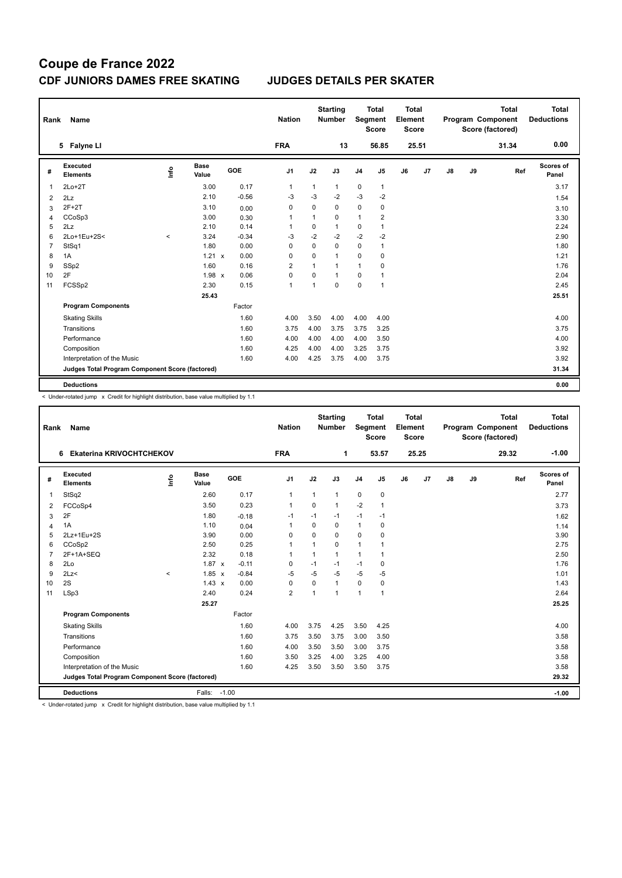# Coupe de France 2022

## CDF JUNIORS DAMES FREE SKATING — JUDGES DETAILS PER SKATER

| Rank | Name | Nation | Starting Number | Total Segment Score | Total Element Score | Total Program Component Score (factored) | Total Deductions |
|---|---|---|---|---|---|---|---|
| 5 | Falyne LI | FRA | 13 | 56.85 | 25.51 | 31.34 | 0.00 |

| # | Executed Elements | Info | Base Value | | GOE | J1 | J2 | J3 | J4 | J5 | J6 | J7 | J8 | J9 | Ref | Scores of Panel |
|---|---|---|---|---|---|---|---|---|---|---|---|---|---|---|---|---|
| 1 | 2Lo+2T | | 3.00 | | 0.17 | 1 | 1 | 1 | 0 | 1 | | | | | | 3.17 |
| 2 | 2Lz | | 2.10 | | -0.56 | -3 | -3 | -2 | -3 | -2 | | | | | | 1.54 |
| 3 | 2F+2T | | 3.10 | | 0.00 | 0 | 0 | 0 | 0 | 0 | | | | | | 3.10 |
| 4 | CCoSp3 | | 3.00 | | 0.30 | 1 | 1 | 0 | 1 | 2 | | | | | | 3.30 |
| 5 | 2Lz | | 2.10 | | 0.14 | 1 | 0 | 1 | 0 | 1 | | | | | | 2.24 |
| 6 | 2Lo+1Eu+2S< | < | 3.24 | | -0.34 | -3 | -2 | -2 | -2 | -2 | | | | | | 2.90 |
| 7 | StSq1 | | 1.80 | | 0.00 | 0 | 0 | 0 | 0 | 1 | | | | | | 1.80 |
| 8 | 1A | | 1.21 | x | 0.00 | 0 | 0 | 1 | 0 | 0 | | | | | | 1.21 |
| 9 | SSp2 | | 1.60 | | 0.16 | 2 | 1 | 1 | 1 | 0 | | | | | | 1.76 |
| 10 | 2F | | 1.98 | x | 0.06 | 0 | 0 | 1 | 0 | 1 | | | | | | 2.04 |
| 11 | FCSSp2 | | 2.30 | | 0.15 | 1 | 1 | 0 | 0 | 1 | | | | | | 2.45 |
| | | | 25.43 | | | | | | | | | | | | | 25.51 |

| Program Components | Factor | J1 | J2 | J3 | J4 | J5 | J6 | J7 | J8 | J9 | Scores of Panel |
|---|---|---|---|---|---|---|---|---|---|---|---|
| Skating Skills | 1.60 | 4.00 | 3.50 | 4.00 | 4.00 | 4.00 | | | | | 4.00 |
| Transitions | 1.60 | 3.75 | 4.00 | 3.75 | 3.75 | 3.25 | | | | | 3.75 |
| Performance | 1.60 | 4.00 | 4.00 | 4.00 | 4.00 | 3.50 | | | | | 4.00 |
| Composition | 1.60 | 4.25 | 4.00 | 4.00 | 3.25 | 3.75 | | | | | 3.92 |
| Interpretation of the Music | 1.60 | 4.00 | 4.25 | 3.75 | 4.00 | 3.75 | | | | | 3.92 |
| Judges Total Program Component Score (factored) | | | | | | | | | | | 31.34 |

**Deductions** 0.00

< Under-rotated jump x Credit for highlight distribution, base value multiplied by 1.1

| Rank | Name | Nation | Starting Number | Total Segment Score | Total Element Score | Total Program Component Score (factored) | Total Deductions |
|---|---|---|---|---|---|---|---|
| 6 | Ekaterina KRIVOCHTCHEKOV | FRA | 1 | 53.57 | 25.25 | 29.32 | -1.00 |

| # | Executed Elements | Info | Base Value | | GOE | J1 | J2 | J3 | J4 | J5 | J6 | J7 | J8 | J9 | Ref | Scores of Panel |
|---|---|---|---|---|---|---|---|---|---|---|---|---|---|---|---|---|
| 1 | StSq2 | | 2.60 | | 0.17 | 1 | 1 | 1 | 0 | 0 | | | | | | 2.77 |
| 2 | FCCoSp4 | | 3.50 | | 0.23 | 1 | 0 | 1 | -2 | 1 | | | | | | 3.73 |
| 3 | 2F | | 1.80 | | -0.18 | -1 | -1 | -1 | -1 | -1 | | | | | | 1.62 |
| 4 | 1A | | 1.10 | | 0.04 | 1 | 0 | 0 | 1 | 0 | | | | | | 1.14 |
| 5 | 2Lz+1Eu+2S | | 3.90 | | 0.00 | 0 | 0 | 0 | 0 | 0 | | | | | | 3.90 |
| 6 | CCoSp2 | | 2.50 | | 0.25 | 1 | 1 | 0 | 1 | 1 | | | | | | 2.75 |
| 7 | 2F+1A+SEQ | | 2.32 | | 0.18 | 1 | 1 | 1 | 1 | 1 | | | | | | 2.50 |
| 8 | 2Lo | | 1.87 | x | -0.11 | 0 | -1 | -1 | -1 | 0 | | | | | | 1.76 |
| 9 | 2Lz< | < | 1.85 | x | -0.84 | -5 | -5 | -5 | -5 | -5 | | | | | | 1.01 |
| 10 | 2S | | 1.43 | x | 0.00 | 0 | 0 | 1 | 0 | 0 | | | | | | 1.43 |
| 11 | LSp3 | | 2.40 | | 0.24 | 2 | 1 | 1 | 1 | 1 | | | | | | 2.64 |
| | | | 25.27 | | | | | | | | | | | | | 25.25 |

| Program Components | Factor | J1 | J2 | J3 | J4 | J5 | J6 | J7 | J8 | J9 | Scores of Panel |
|---|---|---|---|---|---|---|---|---|---|---|---|
| Skating Skills | 1.60 | 4.00 | 3.75 | 4.25 | 3.50 | 4.25 | | | | | 4.00 |
| Transitions | 1.60 | 3.75 | 3.50 | 3.75 | 3.00 | 3.50 | | | | | 3.58 |
| Performance | 1.60 | 4.00 | 3.50 | 3.50 | 3.00 | 3.75 | | | | | 3.58 |
| Composition | 1.60 | 3.50 | 3.25 | 4.00 | 3.25 | 4.00 | | | | | 3.58 |
| Interpretation of the Music | 1.60 | 4.25 | 3.50 | 3.50 | 3.50 | 3.75 | | | | | 3.58 |
| Judges Total Program Component Score (factored) | | | | | | | | | | | 29.32 |

**Deductions** Falls: -1.00 — -1.00

< Under-rotated jump x Credit for highlight distribution, base value multiplied by 1.1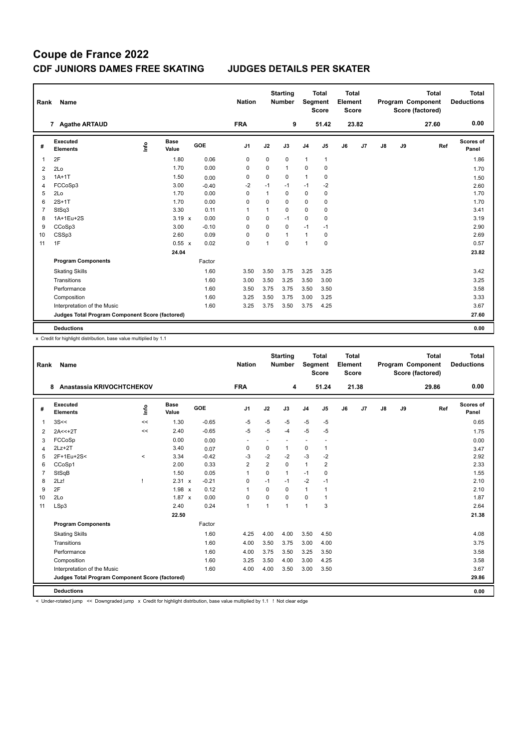# Coupe de France 2022

## CDF JUNIORS DAMES FREE SKATING    JUDGES DETAILS PER SKATER

| Rank | Name | Nation | Starting Number | Total Segment Score | Total Element Score | Total Program Component Score (factored) | Total Deductions |
|---|---|---|---|---|---|---|---|
| 7 | Agathe ARTAUD | FRA | 9 | 51.42 | 23.82 | 27.60 | 0.00 |

| # | Executed Elements | Info | Base Value | | GOE | J1 | J2 | J3 | J4 | J5 | J6 | J7 | J8 | J9 | Ref | Scores of Panel |
|---|---|---|---|---|---|---|---|---|---|---|---|---|---|---|---|---|
| 1 | 2F | | 1.80 | | 0.06 | 0 | 0 | 0 | 1 | 1 | | | | | | 1.86 |
| 2 | 2Lo | | 1.70 | | 0.00 | 0 | 0 | 1 | 0 | 0 | | | | | | 1.70 |
| 3 | 1A+1T | | 1.50 | | 0.00 | 0 | 0 | 0 | 1 | 0 | | | | | | 1.50 |
| 4 | FCCoSp3 | | 3.00 | | -0.40 | -2 | -1 | -1 | -1 | -2 | | | | | | 2.60 |
| 5 | 2Lo | | 1.70 | | 0.00 | 0 | 1 | 0 | 0 | 0 | | | | | | 1.70 |
| 6 | 2S+1T | | 1.70 | | 0.00 | 0 | 0 | 0 | 0 | 0 | | | | | | 1.70 |
| 7 | StSq3 | | 3.30 | | 0.11 | 1 | 1 | 0 | 0 | 0 | | | | | | 3.41 |
| 8 | 1A+1Eu+2S | | 3.19 | x | 0.00 | 0 | 0 | -1 | 0 | 0 | | | | | | 3.19 |
| 9 | CCoSp3 | | 3.00 | | -0.10 | 0 | 0 | 0 | -1 | -1 | | | | | | 2.90 |
| 10 | CSSp3 | | 2.60 | | 0.09 | 0 | 0 | 1 | 1 | 0 | | | | | | 2.69 |
| 11 | 1F | | 0.55 | x | 0.02 | 0 | 1 | 0 | 1 | 0 | | | | | | 0.57 |
| | | | 24.04 | | | | | | | | | | | | | 23.82 |
| | **Program Components** | | | | Factor | | | | | | | | | | | |
| | Skating Skills | | | | 1.60 | 3.50 | 3.50 | 3.75 | 3.25 | 3.25 | | | | | | 3.42 |
| | Transitions | | | | 1.60 | 3.00 | 3.50 | 3.25 | 3.50 | 3.00 | | | | | | 3.25 |
| | Performance | | | | 1.60 | 3.50 | 3.75 | 3.75 | 3.50 | 3.50 | | | | | | 3.58 |
| | Composition | | | | 1.60 | 3.25 | 3.50 | 3.75 | 3.00 | 3.25 | | | | | | 3.33 |
| | Interpretation of the Music | | | | 1.60 | 3.25 | 3.75 | 3.50 | 3.75 | 4.25 | | | | | | 3.67 |
| | **Judges Total Program Component Score (factored)** | | | | | | | | | | | | | | | 27.60 |
| | **Deductions** | | | | | | | | | | | | | | | 0.00 |

x Credit for highlight distribution, base value multiplied by 1.1

| Rank | Name | Nation | Starting Number | Total Segment Score | Total Element Score | Total Program Component Score (factored) | Total Deductions |
|---|---|---|---|---|---|---|---|
| 8 | Anastassia KRIVOCHTCHEKOV | FRA | 4 | 51.24 | 21.38 | 29.86 | 0.00 |

| # | Executed Elements | Info | Base Value | | GOE | J1 | J2 | J3 | J4 | J5 | J6 | J7 | J8 | J9 | Ref | Scores of Panel |
|---|---|---|---|---|---|---|---|---|---|---|---|---|---|---|---|---|
| 1 | 3S<< | << | 1.30 | | -0.65 | -5 | -5 | -5 | -5 | -5 | | | | | | 0.65 |
| 2 | 2A<<+2T | << | 2.40 | | -0.65 | -5 | -5 | -4 | -5 | -5 | | | | | | 1.75 |
| 3 | FCCoSp | | 0.00 | | 0.00 | - | - | - | - | - | | | | | | 0.00 |
| 4 | 2Lz+2T | | 3.40 | | 0.07 | 0 | 0 | 1 | 0 | 1 | | | | | | 3.47 |
| 5 | 2F+1Eu+2S< | < | 3.34 | | -0.42 | -3 | -2 | -2 | -3 | -2 | | | | | | 2.92 |
| 6 | CCoSp1 | | 2.00 | | 0.33 | 2 | 2 | 0 | 1 | 2 | | | | | | 2.33 |
| 7 | StSqB | | 1.50 | | 0.05 | 1 | 0 | 1 | -1 | 0 | | | | | | 1.55 |
| 8 | 2Lz! | ! | 2.31 | x | -0.21 | 0 | -1 | -1 | -2 | -1 | | | | | | 2.10 |
| 9 | 2F | | 1.98 | x | 0.12 | 1 | 0 | 0 | 1 | 1 | | | | | | 2.10 |
| 10 | 2Lo | | 1.87 | x | 0.00 | 0 | 0 | 0 | 0 | 1 | | | | | | 1.87 |
| 11 | LSp3 | | 2.40 | | 0.24 | 1 | 1 | 1 | 1 | 3 | | | | | | 2.64 |
| | | | 22.50 | | | | | | | | | | | | | 21.38 |
| | **Program Components** | | | | Factor | | | | | | | | | | | |
| | Skating Skills | | | | 1.60 | 4.25 | 4.00 | 4.00 | 3.50 | 4.50 | | | | | | 4.08 |
| | Transitions | | | | 1.60 | 4.00 | 3.50 | 3.75 | 3.00 | 4.00 | | | | | | 3.75 |
| | Performance | | | | 1.60 | 4.00 | 3.75 | 3.50 | 3.25 | 3.50 | | | | | | 3.58 |
| | Composition | | | | 1.60 | 3.25 | 3.50 | 4.00 | 3.00 | 4.25 | | | | | | 3.58 |
| | Interpretation of the Music | | | | 1.60 | 4.00 | 4.00 | 3.50 | 3.00 | 3.50 | | | | | | 3.67 |
| | **Judges Total Program Component Score (factored)** | | | | | | | | | | | | | | | 29.86 |
| | **Deductions** | | | | | | | | | | | | | | | 0.00 |

< Under-rotated jump << Downgraded jump x Credit for highlight distribution, base value multiplied by 1.1 ! Not clear edge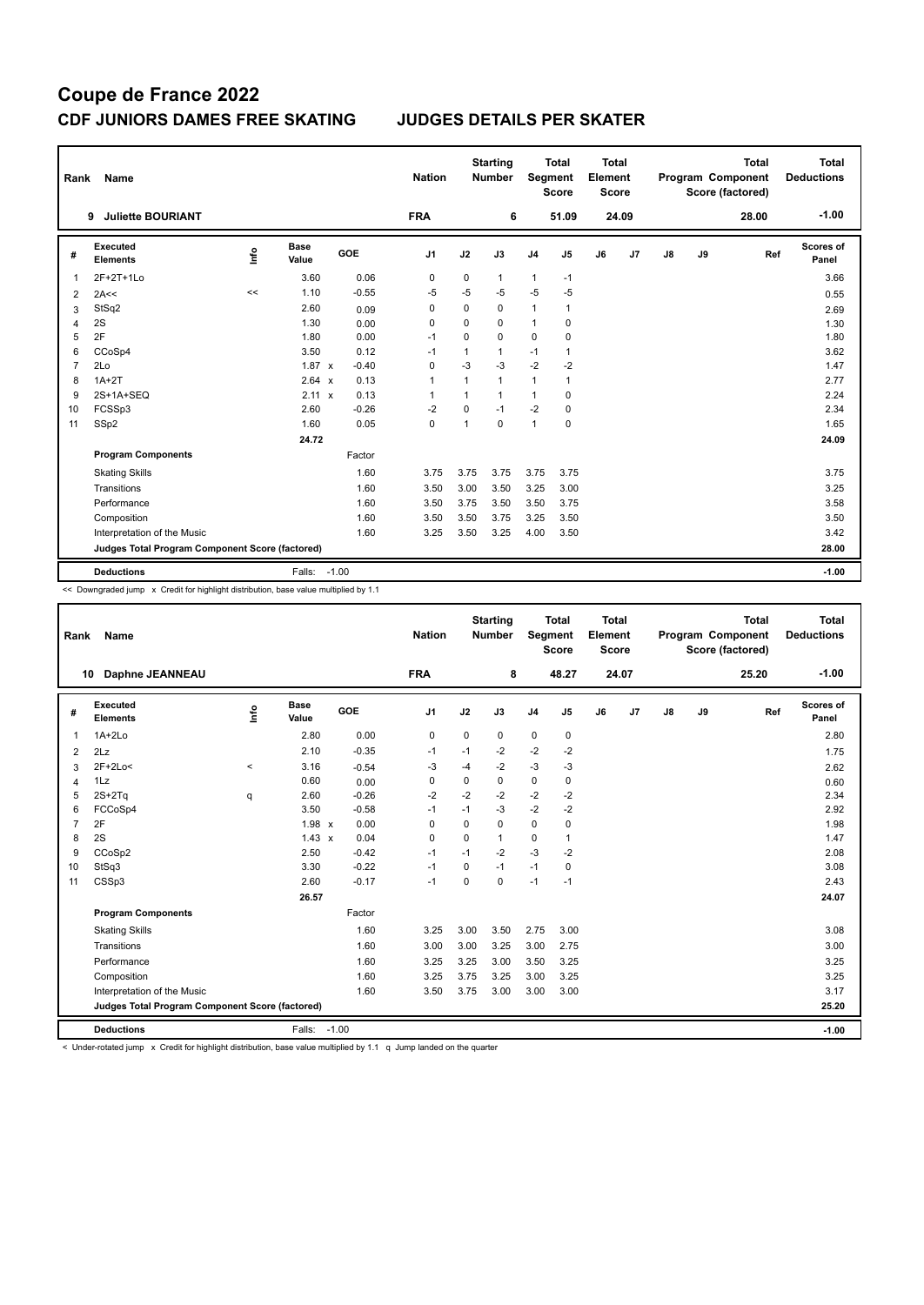# Coupe de France 2022

## CDF JUNIORS DAMES FREE SKATING — JUDGES DETAILS PER SKATER

| Rank | Name | Nation | Starting Number | Total Segment Score | Total Element Score | Total Program Component Score (factored) | Total Deductions |
|---|---|---|---|---|---|---|---|
| 9 | Juliette BOURIANT | FRA | 6 | 51.09 | 24.09 | 28.00 | -1.00 |

| # | Executed Elements | Info | Base Value | | GOE | J1 | J2 | J3 | J4 | J5 | J6 | J7 | J8 | J9 | Ref | Scores of Panel |
|---|---|---|---|---|---|---|---|---|---|---|---|---|---|---|---|---|
| 1 | 2F+2T+1Lo | | 3.60 | | 0.06 | 0 | 0 | 1 | 1 | -1 | | | | | | 3.66 |
| 2 | 2A<< | << | 1.10 | | -0.55 | -5 | -5 | -5 | -5 | -5 | | | | | | 0.55 |
| 3 | StSq2 | | 2.60 | | 0.09 | 0 | 0 | 0 | 1 | 1 | | | | | | 2.69 |
| 4 | 2S | | 1.30 | | 0.00 | 0 | 0 | 0 | 1 | 0 | | | | | | 1.30 |
| 5 | 2F | | 1.80 | | 0.00 | -1 | 0 | 0 | 0 | 0 | | | | | | 1.80 |
| 6 | CCoSp4 | | 3.50 | | 0.12 | -1 | 1 | 1 | -1 | 1 | | | | | | 3.62 |
| 7 | 2Lo | | 1.87 | x | -0.40 | 0 | -3 | -3 | -2 | -2 | | | | | | 1.47 |
| 8 | 1A+2T | | 2.64 | x | 0.13 | 1 | 1 | 1 | 1 | 1 | | | | | | 2.77 |
| 9 | 2S+1A+SEQ | | 2.11 | x | 0.13 | 1 | 1 | 1 | 1 | 0 | | | | | | 2.24 |
| 10 | FCSSp3 | | 2.60 | | -0.26 | -2 | 0 | -1 | -2 | 0 | | | | | | 2.34 |
| 11 | SSp2 | | 1.60 | | 0.05 | 0 | 1 | 0 | 1 | 0 | | | | | | 1.65 |
| | | | 24.72 | | | | | | | | | | | | | 24.09 |
| | **Program Components** | | | | Factor | | | | | | | | | | | |
| | Skating Skills | | | | 1.60 | 3.75 | 3.75 | 3.75 | 3.75 | 3.75 | | | | | | 3.75 |
| | Transitions | | | | 1.60 | 3.50 | 3.00 | 3.50 | 3.25 | 3.00 | | | | | | 3.25 |
| | Performance | | | | 1.60 | 3.50 | 3.75 | 3.50 | 3.50 | 3.75 | | | | | | 3.58 |
| | Composition | | | | 1.60 | 3.50 | 3.50 | 3.75 | 3.25 | 3.50 | | | | | | 3.50 |
| | Interpretation of the Music | | | | 1.60 | 3.25 | 3.50 | 3.25 | 4.00 | 3.50 | | | | | | 3.42 |
| | **Judges Total Program Component Score (factored)** | | | | | | | | | | | | | | | 28.00 |
| | **Deductions** | | Falls: | -1.00 | | | | | | | | | | | | -1.00 |

<< Downgraded jump x Credit for highlight distribution, base value multiplied by 1.1

| Rank | Name | Nation | Starting Number | Total Segment Score | Total Element Score | Total Program Component Score (factored) | Total Deductions |
|---|---|---|---|---|---|---|---|
| 10 | Daphne JEANNEAU | FRA | 8 | 48.27 | 24.07 | 25.20 | -1.00 |

| # | Executed Elements | Info | Base Value | | GOE | J1 | J2 | J3 | J4 | J5 | J6 | J7 | J8 | J9 | Ref | Scores of Panel |
|---|---|---|---|---|---|---|---|---|---|---|---|---|---|---|---|---|
| 1 | 1A+2Lo | | 2.80 | | 0.00 | 0 | 0 | 0 | 0 | 0 | | | | | | 2.80 |
| 2 | 2Lz | | 2.10 | | -0.35 | -1 | -1 | -2 | -2 | -2 | | | | | | 1.75 |
| 3 | 2F+2Lo< | < | 3.16 | | -0.54 | -3 | -4 | -2 | -3 | -3 | | | | | | 2.62 |
| 4 | 1Lz | | 0.60 | | 0.00 | 0 | 0 | 0 | 0 | 0 | | | | | | 0.60 |
| 5 | 2S+2Tq | q | 2.60 | | -0.26 | -2 | -2 | -2 | -2 | -2 | | | | | | 2.34 |
| 6 | FCCoSp4 | | 3.50 | | -0.58 | -1 | -1 | -3 | -2 | -2 | | | | | | 2.92 |
| 7 | 2F | | 1.98 | x | 0.00 | 0 | 0 | 0 | 0 | 0 | | | | | | 1.98 |
| 8 | 2S | | 1.43 | x | 0.04 | 0 | 0 | 1 | 0 | 1 | | | | | | 1.47 |
| 9 | CCoSp2 | | 2.50 | | -0.42 | -1 | -1 | -2 | -3 | -2 | | | | | | 2.08 |
| 10 | StSq3 | | 3.30 | | -0.22 | -1 | 0 | -1 | -1 | 0 | | | | | | 3.08 |
| 11 | CSSp3 | | 2.60 | | -0.17 | -1 | 0 | 0 | -1 | -1 | | | | | | 2.43 |
| | | | 26.57 | | | | | | | | | | | | | 24.07 |
| | **Program Components** | | | | Factor | | | | | | | | | | | |
| | Skating Skills | | | | 1.60 | 3.25 | 3.00 | 3.50 | 2.75 | 3.00 | | | | | | 3.08 |
| | Transitions | | | | 1.60 | 3.00 | 3.00 | 3.25 | 3.00 | 2.75 | | | | | | 3.00 |
| | Performance | | | | 1.60 | 3.25 | 3.25 | 3.00 | 3.50 | 3.25 | | | | | | 3.25 |
| | Composition | | | | 1.60 | 3.25 | 3.75 | 3.25 | 3.00 | 3.25 | | | | | | 3.25 |
| | Interpretation of the Music | | | | 1.60 | 3.50 | 3.75 | 3.00 | 3.00 | 3.00 | | | | | | 3.17 |
| | **Judges Total Program Component Score (factored)** | | | | | | | | | | | | | | | 25.20 |
| | **Deductions** | | Falls: | -1.00 | | | | | | | | | | | | -1.00 |

< Under-rotated jump x Credit for highlight distribution, base value multiplied by 1.1 q Jump landed on the quarter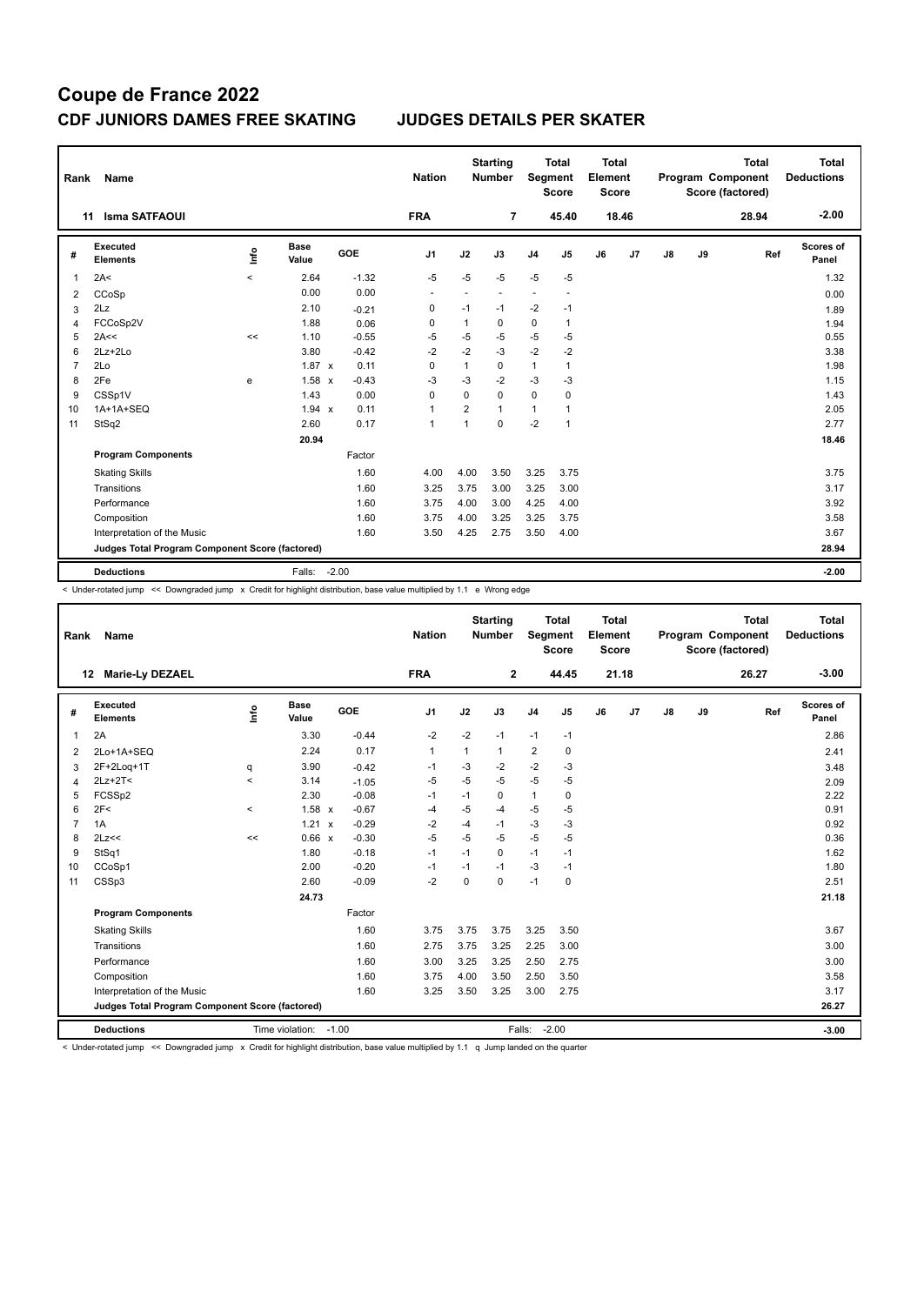# Coupe de France 2022

## CDF JUNIORS DAMES FREE SKATING — JUDGES DETAILS PER SKATER

| Rank | Name | Nation | Starting Number | Total Segment Score | Total Element Score | Total Program Component Score (factored) | Total Deductions |
|---|---|---|---|---|---|---|---|
| 11 | Isma SATFAOUI | FRA | 7 | 45.40 | 18.46 | 28.94 | -2.00 |

| # | Executed Elements | Info | Base Value | | GOE | J1 | J2 | J3 | J4 | J5 | J6 | J7 | J8 | J9 | Ref | Scores of Panel |
|---|---|---|---|---|---|---|---|---|---|---|---|---|---|---|---|---|
| 1 | 2A< | < | 2.64 | | -1.32 | -5 | -5 | -5 | -5 | -5 | | | | | | 1.32 |
| 2 | CCoSp | | 0.00 | | 0.00 | - | - | - | - | - | | | | | | 0.00 |
| 3 | 2Lz | | 2.10 | | -0.21 | 0 | -1 | -1 | -2 | -1 | | | | | | 1.89 |
| 4 | FCCoSp2V | | 1.88 | | 0.06 | 0 | 1 | 0 | 0 | 1 | | | | | | 1.94 |
| 5 | 2A<< | << | 1.10 | | -0.55 | -5 | -5 | -5 | -5 | -5 | | | | | | 0.55 |
| 6 | 2Lz+2Lo | | 3.80 | | -0.42 | -2 | -2 | -3 | -2 | -2 | | | | | | 3.38 |
| 7 | 2Lo | | 1.87 | x | 0.11 | 0 | 1 | 0 | 1 | 1 | | | | | | 1.98 |
| 8 | 2Fe | e | 1.58 | x | -0.43 | -3 | -3 | -2 | -3 | -3 | | | | | | 1.15 |
| 9 | CSSp1V | | 1.43 | | 0.00 | 0 | 0 | 0 | 0 | 0 | | | | | | 1.43 |
| 10 | 1A+1A+SEQ | | 1.94 | x | 0.11 | 1 | 2 | 1 | 1 | 1 | | | | | | 2.05 |
| 11 | StSq2 | | 2.60 | | 0.17 | 1 | 1 | 0 | -2 | 1 | | | | | | 2.77 |
| | | | 20.94 | | | | | | | | | | | | | 18.46 |
| | **Program Components** | | | | Factor | | | | | | | | | | | |
| | Skating Skills | | | | 1.60 | 4.00 | 4.00 | 3.50 | 3.25 | 3.75 | | | | | | 3.75 |
| | Transitions | | | | 1.60 | 3.25 | 3.75 | 3.00 | 3.25 | 3.00 | | | | | | 3.17 |
| | Performance | | | | 1.60 | 3.75 | 4.00 | 3.00 | 4.25 | 4.00 | | | | | | 3.92 |
| | Composition | | | | 1.60 | 3.75 | 4.00 | 3.25 | 3.25 | 3.75 | | | | | | 3.58 |
| | Interpretation of the Music | | | | 1.60 | 3.50 | 4.25 | 2.75 | 3.50 | 4.00 | | | | | | 3.67 |
| | **Judges Total Program Component Score (factored)** | | | | | | | | | | | | | | | 28.94 |
| | **Deductions** | | Falls: | -2.00 | | | | | | | | | | | | -2.00 |

< Under-rotated jump << Downgraded jump x Credit for highlight distribution, base value multiplied by 1.1 e Wrong edge

| Rank | Name | Nation | Starting Number | Total Segment Score | Total Element Score | Total Program Component Score (factored) | Total Deductions |
|---|---|---|---|---|---|---|---|
| 12 | Marie-Ly DEZAEL | FRA | 2 | 44.45 | 21.18 | 26.27 | -3.00 |

| # | Executed Elements | Info | Base Value | | GOE | J1 | J2 | J3 | J4 | J5 | J6 | J7 | J8 | J9 | Ref | Scores of Panel |
|---|---|---|---|---|---|---|---|---|---|---|---|---|---|---|---|---|
| 1 | 2A | | 3.30 | | -0.44 | -2 | -2 | -1 | -1 | -1 | | | | | | 2.86 |
| 2 | 2Lo+1A+SEQ | | 2.24 | | 0.17 | 1 | 1 | 1 | 2 | 0 | | | | | | 2.41 |
| 3 | 2F+2Loq+1T | q | 3.90 | | -0.42 | -1 | -3 | -2 | -2 | -3 | | | | | | 3.48 |
| 4 | 2Lz+2T< | < | 3.14 | | -1.05 | -5 | -5 | -5 | -5 | -5 | | | | | | 2.09 |
| 5 | FCSSp2 | | 2.30 | | -0.08 | -1 | -1 | 0 | 1 | 0 | | | | | | 2.22 |
| 6 | 2F< | < | 1.58 | x | -0.67 | -4 | -5 | -4 | -5 | -5 | | | | | | 0.91 |
| 7 | 1A | | 1.21 | x | -0.29 | -2 | -4 | -1 | -3 | -3 | | | | | | 0.92 |
| 8 | 2Lz<< | << | 0.66 | x | -0.30 | -5 | -5 | -5 | -5 | -5 | | | | | | 0.36 |
| 9 | StSq1 | | 1.80 | | -0.18 | -1 | -1 | 0 | -1 | -1 | | | | | | 1.62 |
| 10 | CCoSp1 | | 2.00 | | -0.20 | -1 | -1 | -1 | -3 | -1 | | | | | | 1.80 |
| 11 | CSSp3 | | 2.60 | | -0.09 | -2 | 0 | 0 | -1 | 0 | | | | | | 2.51 |
| | | | 24.73 | | | | | | | | | | | | | 21.18 |
| | **Program Components** | | | | Factor | | | | | | | | | | | |
| | Skating Skills | | | | 1.60 | 3.75 | 3.75 | 3.75 | 3.25 | 3.50 | | | | | | 3.67 |
| | Transitions | | | | 1.60 | 2.75 | 3.75 | 3.25 | 2.25 | 3.00 | | | | | | 3.00 |
| | Performance | | | | 1.60 | 3.00 | 3.25 | 3.25 | 2.50 | 2.75 | | | | | | 3.00 |
| | Composition | | | | 1.60 | 3.75 | 4.00 | 3.50 | 2.50 | 3.50 | | | | | | 3.58 |
| | Interpretation of the Music | | | | 1.60 | 3.25 | 3.50 | 3.25 | 3.00 | 2.75 | | | | | | 3.17 |
| | **Judges Total Program Component Score (factored)** | | | | | | | | | | | | | | | 26.27 |
| | **Deductions** | | Time violation: | -1.00 | | | | Falls: | -2.00 | | | | | | | -3.00 |

< Under-rotated jump << Downgraded jump x Credit for highlight distribution, base value multiplied by 1.1 q Jump landed on the quarter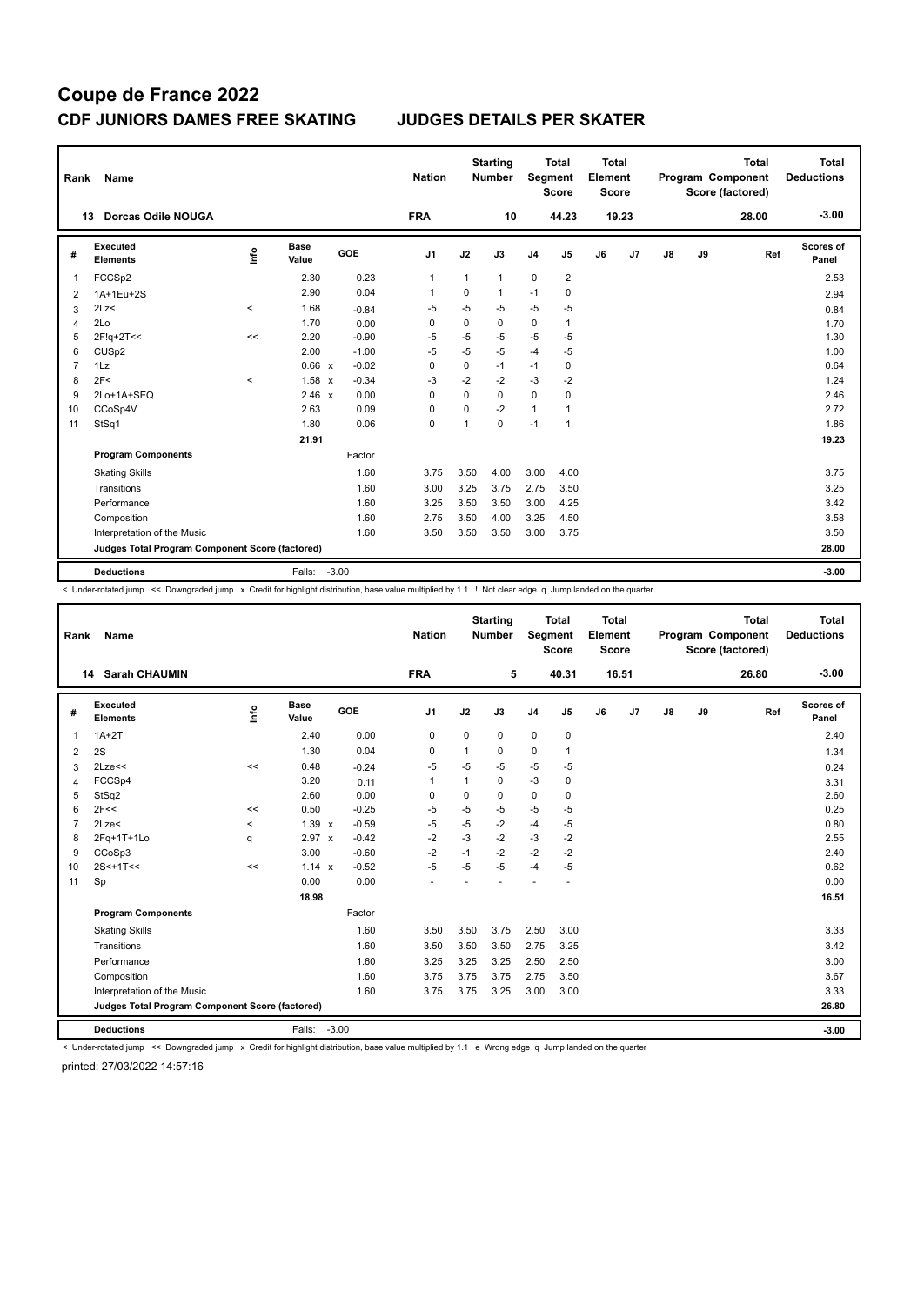# Coupe de France 2022

## CDF JUNIORS DAMES FREE SKATING — JUDGES DETAILS PER SKATER

| Rank | Name | Nation | Starting Number | Total Segment Score | Total Element Score | Total Program Component Score (factored) | Total Deductions |
|---|---|---|---|---|---|---|---|
| 13 | Dorcas Odile NOUGA | FRA | 10 | 44.23 | 19.23 | 28.00 | -3.00 |

| # | Executed Elements | Info | Base Value | | GOE | J1 | J2 | J3 | J4 | J5 | J6 | J7 | J8 | J9 | Ref | Scores of Panel |
|---|---|---|---|---|---|---|---|---|---|---|---|---|---|---|---|---|
| 1 | FCCSp2 | | 2.30 | | 0.23 | 1 | 1 | 1 | 0 | 2 | | | | | | 2.53 |
| 2 | 1A+1Eu+2S | | 2.90 | | 0.04 | 1 | 0 | 1 | -1 | 0 | | | | | | 2.94 |
| 3 | 2Lz< | < | 1.68 | | -0.84 | -5 | -5 | -5 | -5 | -5 | | | | | | 0.84 |
| 4 | 2Lo | | 1.70 | | 0.00 | 0 | 0 | 0 | 0 | 1 | | | | | | 1.70 |
| 5 | 2F!q+2T<< | << | 2.20 | | -0.90 | -5 | -5 | -5 | -5 | -5 | | | | | | 1.30 |
| 6 | CUSp2 | | 2.00 | | -1.00 | -5 | -5 | -5 | -4 | -5 | | | | | | 1.00 |
| 7 | 1Lz | | 0.66 | x | -0.02 | 0 | 0 | -1 | -1 | 0 | | | | | | 0.64 |
| 8 | 2F< | < | 1.58 | x | -0.34 | -3 | -2 | -2 | -3 | -2 | | | | | | 1.24 |
| 9 | 2Lo+1A+SEQ | | 2.46 | x | 0.00 | 0 | 0 | 0 | 0 | 0 | | | | | | 2.46 |
| 10 | CCoSp4V | | 2.63 | | 0.09 | 0 | 0 | -2 | 1 | 1 | | | | | | 2.72 |
| 11 | StSq1 | | 1.80 | | 0.06 | 0 | 1 | 0 | -1 | 1 | | | | | | 1.86 |
| | | | 21.91 | | | | | | | | | | | | | 19.23 |
| | **Program Components** | | | | Factor | | | | | | | | | | | |
| | Skating Skills | | | | 1.60 | 3.75 | 3.50 | 4.00 | 3.00 | 4.00 | | | | | | 3.75 |
| | Transitions | | | | 1.60 | 3.00 | 3.25 | 3.75 | 2.75 | 3.50 | | | | | | 3.25 |
| | Performance | | | | 1.60 | 3.25 | 3.50 | 3.50 | 3.00 | 4.25 | | | | | | 3.42 |
| | Composition | | | | 1.60 | 2.75 | 3.50 | 4.00 | 3.25 | 4.50 | | | | | | 3.58 |
| | Interpretation of the Music | | | | 1.60 | 3.50 | 3.50 | 3.50 | 3.00 | 3.75 | | | | | | 3.50 |
| | **Judges Total Program Component Score (factored)** | | | | | | | | | | | | | | | 28.00 |
| | **Deductions** | | Falls: | | -3.00 | | | | | | | | | | | -3.00 |

< Under-rotated jump << Downgraded jump x Credit for highlight distribution, base value multiplied by 1.1 ! Not clear edge q Jump landed on the quarter

| Rank | Name | Nation | Starting Number | Total Segment Score | Total Element Score | Total Program Component Score (factored) | Total Deductions |
|---|---|---|---|---|---|---|---|
| 14 | Sarah CHAUMIN | FRA | 5 | 40.31 | 16.51 | 26.80 | -3.00 |

| # | Executed Elements | Info | Base Value | | GOE | J1 | J2 | J3 | J4 | J5 | J6 | J7 | J8 | J9 | Ref | Scores of Panel |
|---|---|---|---|---|---|---|---|---|---|---|---|---|---|---|---|---|
| 1 | 1A+2T | | 2.40 | | 0.00 | 0 | 0 | 0 | 0 | 0 | | | | | | 2.40 |
| 2 | 2S | | 1.30 | | 0.04 | 0 | 1 | 0 | 0 | 1 | | | | | | 1.34 |
| 3 | 2Lze<< | << | 0.48 | | -0.24 | -5 | -5 | -5 | -5 | -5 | | | | | | 0.24 |
| 4 | FCCSp4 | | 3.20 | | 0.11 | 1 | 1 | 0 | -3 | 0 | | | | | | 3.31 |
| 5 | StSq2 | | 2.60 | | 0.00 | 0 | 0 | 0 | 0 | 0 | | | | | | 2.60 |
| 6 | 2F<< | << | 0.50 | | -0.25 | -5 | -5 | -5 | -5 | -5 | | | | | | 0.25 |
| 7 | 2Lze< | < | 1.39 | x | -0.59 | -5 | -5 | -2 | -4 | -5 | | | | | | 0.80 |
| 8 | 2Fq+1T+1Lo | q | 2.97 | x | -0.42 | -2 | -3 | -2 | -3 | -2 | | | | | | 2.55 |
| 9 | CCoSp3 | | 3.00 | | -0.60 | -2 | -1 | -2 | -2 | -2 | | | | | | 2.40 |
| 10 | 2S<+1T<< | << | 1.14 | x | -0.52 | -5 | -5 | -5 | -4 | -5 | | | | | | 0.62 |
| 11 | Sp | | 0.00 | | 0.00 | - | - | - | - | - | | | | | | 0.00 |
| | | | 18.98 | | | | | | | | | | | | | 16.51 |
| | **Program Components** | | | | Factor | | | | | | | | | | | |
| | Skating Skills | | | | 1.60 | 3.50 | 3.50 | 3.75 | 2.50 | 3.00 | | | | | | 3.33 |
| | Transitions | | | | 1.60 | 3.50 | 3.50 | 3.50 | 2.75 | 3.25 | | | | | | 3.42 |
| | Performance | | | | 1.60 | 3.25 | 3.25 | 3.25 | 2.50 | 2.50 | | | | | | 3.00 |
| | Composition | | | | 1.60 | 3.75 | 3.75 | 3.75 | 2.75 | 3.50 | | | | | | 3.67 |
| | Interpretation of the Music | | | | 1.60 | 3.75 | 3.75 | 3.25 | 3.00 | 3.00 | | | | | | 3.33 |
| | **Judges Total Program Component Score (factored)** | | | | | | | | | | | | | | | 26.80 |
| | **Deductions** | | Falls: | | -3.00 | | | | | | | | | | | -3.00 |

< Under-rotated jump << Downgraded jump x Credit for highlight distribution, base value multiplied by 1.1 e Wrong edge q Jump landed on the quarter

printed: 27/03/2022 14:57:16